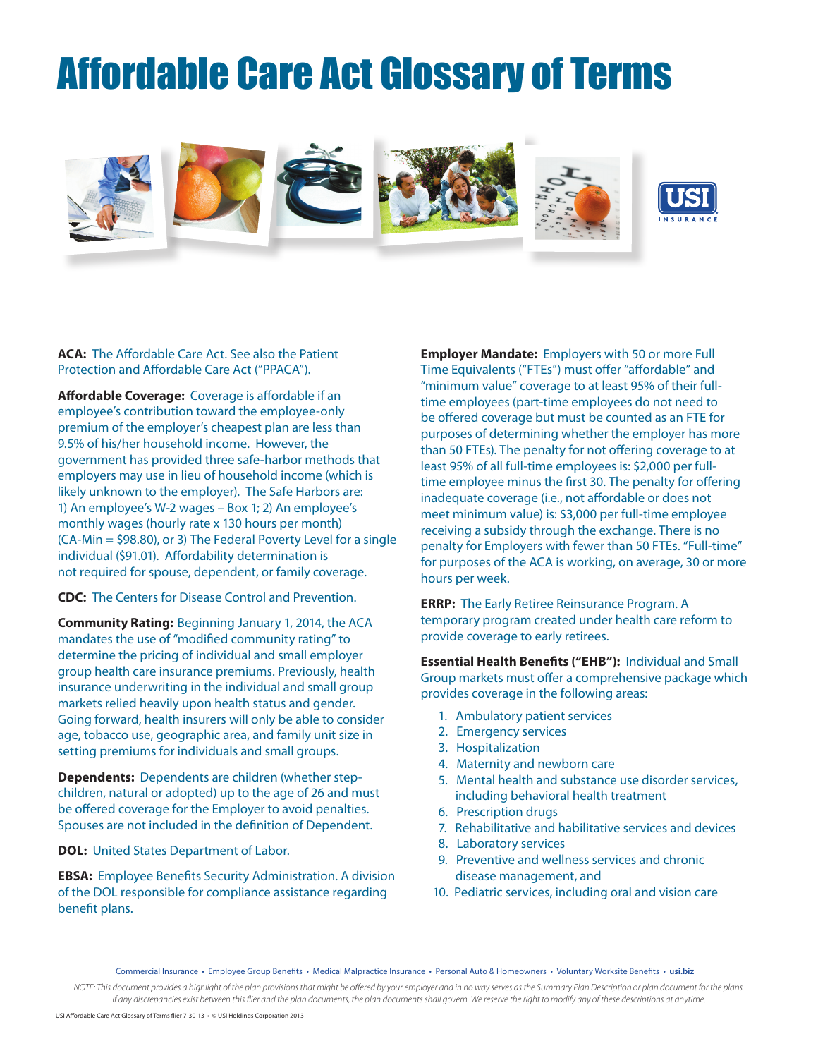# Affordable Care Act Glossary of Terms

**ACA:** The Affordable Care Act. See also the Patient Protection and Affordable Care Act ("PPACA").

**Affordable Coverage:** Coverage is affordable if an employee's contribution toward the employee-only premium of the employer's cheapest plan are less than 9.5% of his/her household income. However, the government has provided three safe-harbor methods that employers may use in lieu of household income (which is likely unknown to the employer). The Safe Harbors are: 1) An employee's W-2 wages – Box 1; 2) An employee's monthly wages (hourly rate x 130 hours per month) (CA-Min = $98.80), or 3) The Federal Poverty Level for a single individual ($91.01). Affordability determination is not required for spouse, dependent, or family coverage.

**CDC:** The Centers for Disease Control and Prevention.

**Community Rating:** Beginning January 1, 2014, the ACA mandates the use of "modified community rating" to determine the pricing of individual and small employer group health care insurance premiums. Previously, health insurance underwriting in the individual and small group markets relied heavily upon health status and gender. Going forward, health insurers will only be able to consider age, tobacco use, geographic area, and family unit size in setting premiums for individuals and small groups.

**Dependents:** Dependents are children (whether step-children, natural or adopted) up to the age of 26 and must be offered coverage for the Employer to avoid penalties. Spouses are not included in the definition of Dependent.

**DOL:** United States Department of Labor.

**EBSA:** Employee Benefits Security Administration. A division of the DOL responsible for compliance assistance regarding benefit plans.

**Employer Mandate:** Employers with 50 or more Full Time Equivalents ("FTEs") must offer "affordable" and "minimum value" coverage to at least 95% of their full-time employees (part-time employees do not need to be offered coverage but must be counted as an FTE for purposes of determining whether the employer has more than 50 FTEs). The penalty for not offering coverage to at least 95% of all full-time employees is: $2,000 per full-time employee minus the first 30. The penalty for offering inadequate coverage (i.e., not affordable or does not meet minimum value) is: $3,000 per full-time employee receiving a subsidy through the exchange. There is no penalty for Employers with fewer than 50 FTEs. "Full-time" for purposes of the ACA is working, on average, 30 or more hours per week.

**ERRP:** The Early Retiree Reinsurance Program. A temporary program created under health care reform to provide coverage to early retirees.

**Essential Health Benefits ("EHB"):** Individual and Small Group markets must offer a comprehensive package which provides coverage in the following areas:

1. Ambulatory patient services
2. Emergency services
3. Hospitalization
4. Maternity and newborn care
5. Mental health and substance use disorder services, including behavioral health treatment
6. Prescription drugs
7. Rehabilitative and habilitative services and devices
8. Laboratory services
9. Preventive and wellness services and chronic disease management, and
10. Pediatric services, including oral and vision care

Commercial Insurance • Employee Group Benefits • Medical Malpractice Insurance • Personal Auto & Homeowners • Voluntary Worksite Benefits • **usi.biz**

*NOTE: This document provides a highlight of the plan provisions that might be offered by your employer and in no way serves as the Summary Plan Description or plan document for the plans. If any discrepancies exist between this flier and the plan documents, the plan documents shall govern. We reserve the right to modify any of these descriptions at anytime.*

USI Affordable Care Act Glossary of Terms flier 7-30-13 • © USI Holdings Corporation 2013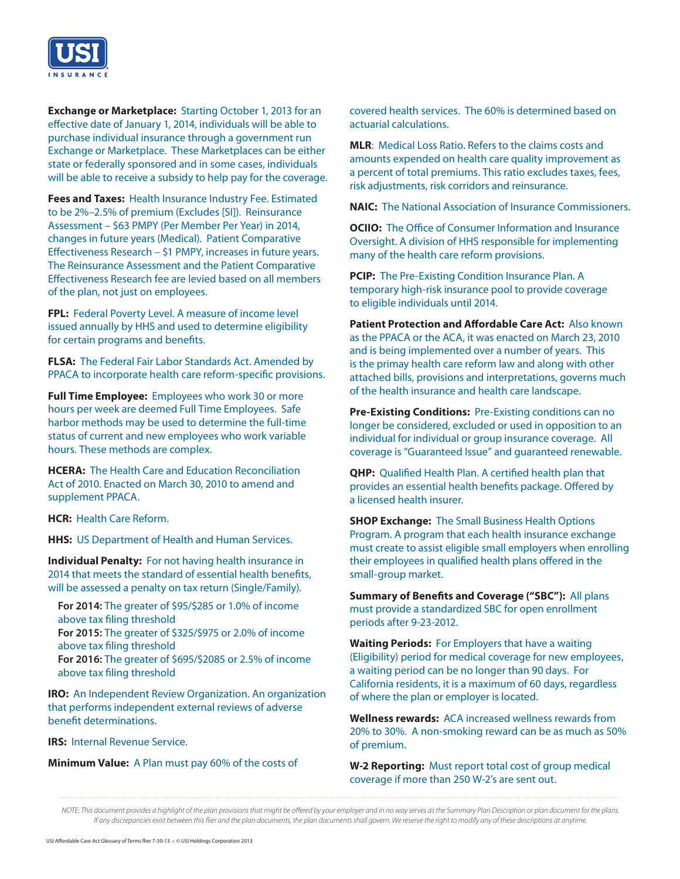**Exchange or Marketplace:** Starting October 1, 2013 for an effective date of January 1, 2014, individuals will be able to purchase individual insurance through a government run Exchange or Marketplace. These Marketplaces can be either state or federally sponsored and in some cases, individuals will be able to receive a subsidy to help pay for the coverage.

**Fees and Taxes:** Health Insurance Industry Fee. Estimated to be 2%–2.5% of premium (Excludes [SI]). Reinsurance Assessment – $63 PMPY (Per Member Per Year) in 2014, changes in future years (Medical). Patient Comparative Effectiveness Research – $1 PMPY, increases in future years. The Reinsurance Assessment and the Patient Comparative Effectiveness Research fee are levied based on all members of the plan, not just on employees.

**FPL:** Federal Poverty Level. A measure of income level issued annually by HHS and used to determine eligibility for certain programs and benefits.

**FLSA:** The Federal Fair Labor Standards Act. Amended by PPACA to incorporate health care reform-specific provisions.

**Full Time Employee:** Employees who work 30 or more hours per week are deemed Full Time Employees. Safe harbor methods may be used to determine the full-time status of current and new employees who work variable hours. These methods are complex.

**HCERA:** The Health Care and Education Reconciliation Act of 2010. Enacted on March 30, 2010 to amend and supplement PPACA.

**HCR:** Health Care Reform.

**HHS:** US Department of Health and Human Services.

**Individual Penalty:** For not having health insurance in 2014 that meets the standard of essential health benefits, will be assessed a penalty on tax return (Single/Family).

**For 2014:** The greater of $95/$285 or 1.0% of income above tax filing threshold
**For 2015:** The greater of $325/$975 or 2.0% of income above tax filing threshold
**For 2016:** The greater of $695/$2085 or 2.5% of income above tax filing threshold

**IRO:** An Independent Review Organization. An organization that performs independent external reviews of adverse benefit determinations.

**IRS:** Internal Revenue Service.

**Minimum Value:** A Plan must pay 60% of the costs of covered health services. The 60% is determined based on actuarial calculations.

**MLR**: Medical Loss Ratio. Refers to the claims costs and amounts expended on health care quality improvement as a percent of total premiums. This ratio excludes taxes, fees, risk adjustments, risk corridors and reinsurance.

**NAIC:** The National Association of Insurance Commissioners.

**OCIIO:** The Office of Consumer Information and Insurance Oversight. A division of HHS responsible for implementing many of the health care reform provisions.

**PCIP:** The Pre-Existing Condition Insurance Plan. A temporary high-risk insurance pool to provide coverage to eligible individuals until 2014.

**Patient Protection and Affordable Care Act:** Also known as the PPACA or the ACA, it was enacted on March 23, 2010 and is being implemented over a number of years. This is the primay health care reform law and along with other attached bills, provisions and interpretations, governs much of the health insurance and health care landscape.

**Pre-Existing Conditions:** Pre-Existing conditions can no longer be considered, excluded or used in opposition to an individual for individual or group insurance coverage. All coverage is "Guaranteed Issue" and guaranteed renewable.

**QHP:** Qualified Health Plan. A certified health plan that provides an essential health benefits package. Offered by a licensed health insurer.

**SHOP Exchange:** The Small Business Health Options Program. A program that each health insurance exchange must create to assist eligible small employers when enrolling their employees in qualified health plans offered in the small-group market.

**Summary of Benefits and Coverage ("SBC"):** All plans must provide a standardized SBC for open enrollment periods after 9-23-2012.

**Waiting Periods:** For Employers that have a waiting (Eligibility) period for medical coverage for new employees, a waiting period can be no longer than 90 days. For California residents, it is a maximum of 60 days, regardless of where the plan or employer is located.

**Wellness rewards:** ACA increased wellness rewards from 20% to 30%. A non-smoking reward can be as much as 50% of premium.

**W-2 Reporting:** Must report total cost of group medical coverage if more than 250 W-2's are sent out.

*NOTE: This document provides a highlight of the plan provisions that might be offered by your employer and in no way serves as the Summary Plan Description or plan document for the plans. If any discrepancies exist between this flier and the plan documents, the plan documents shall govern. We reserve the right to modify any of these descriptions at anytime.*

USI Affordable Care Act Glossary of Terms flier 7-30-13 • © USI Holdings Corporation 2013